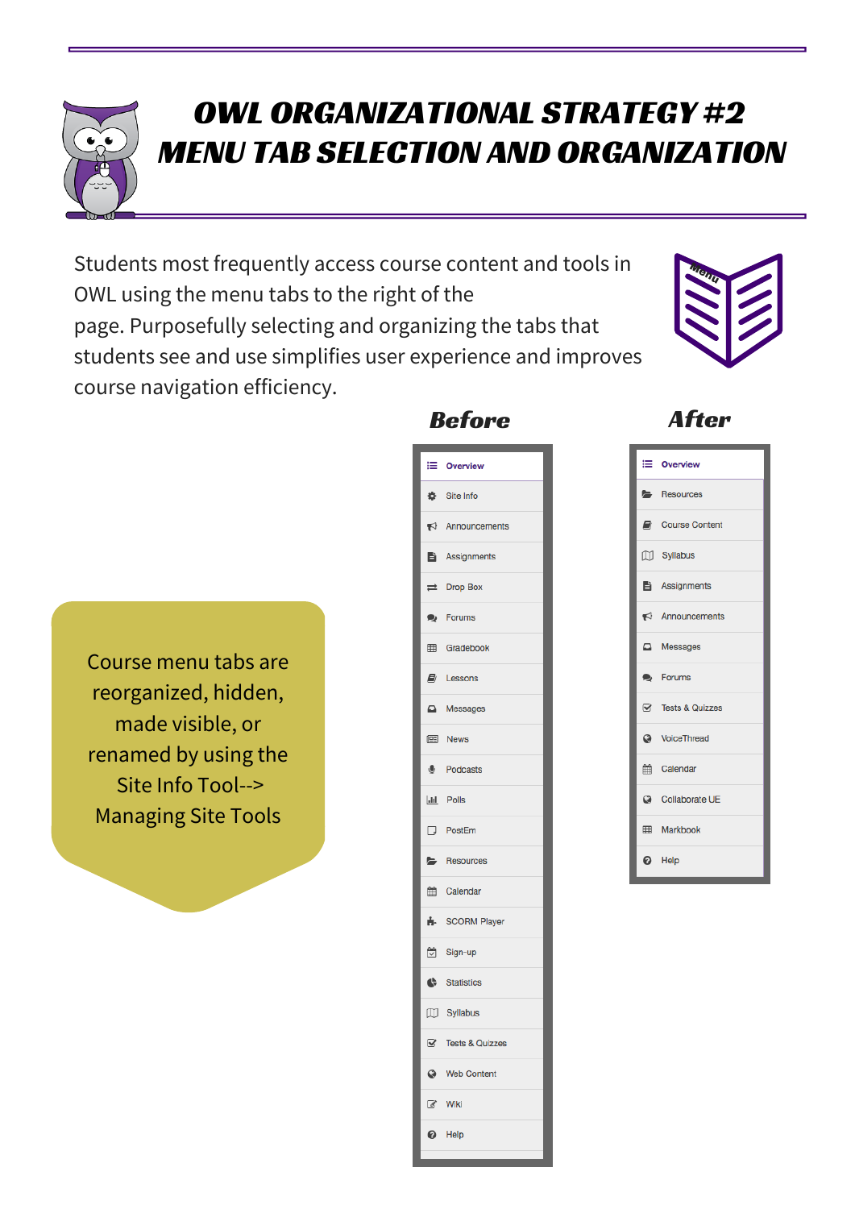# OWL ORGANIZATIONAL STRATEGY #2
# MENU TAB SELECTION AND ORGANIZATION

Students most frequently access course content and tools in OWL using the menu tabs to the right of the page. Purposefully selecting and organizing the tabs that students see and use simplifies user experience and improves course navigation efficiency.

Course menu tabs are reorganized, hidden, made visible, or renamed by using the Site Info Tool--> Managing Site Tools

**Before**

- Overview
- Site Info
- Announcements
- Assignments
- Drop Box
- Forums
- Gradebook
- Lessons
- Messages
- News
- Podcasts
- Polls
- PostEm
- Resources
- Calendar
- SCORM Player
- Sign-up
- Statistics
- Syllabus
- Tests & Quizzes
- Web Content
- Wiki
- Help

**After**

- Overview
- Resources
- Course Content
- Syllabus
- Assignments
- Announcements
- Messages
- Forums
- Tests & Quizzes
- VoiceThread
- Calendar
- Collaborate UE
- Markbook
- Help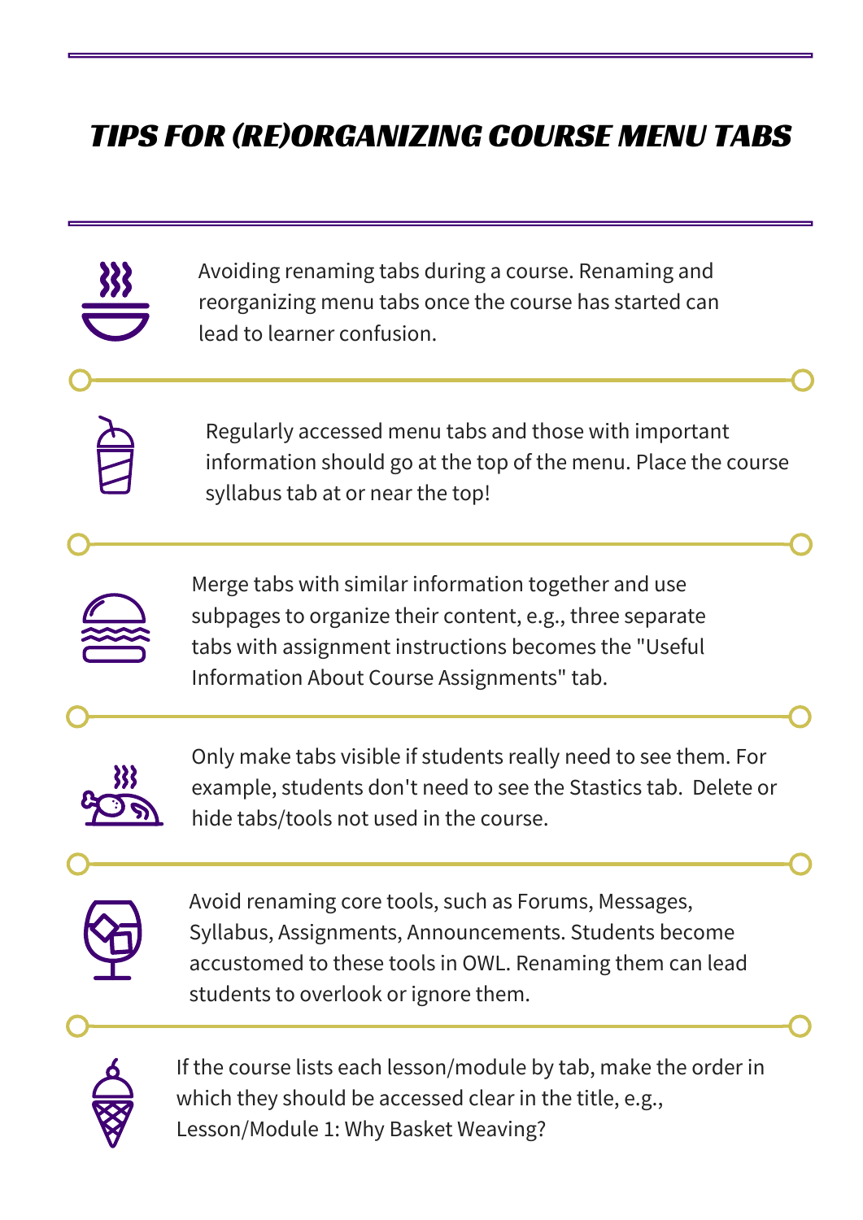# *TIPS FOR (RE)ORGANIZING COURSE MENU TABS*

Avoiding renaming tabs during a course. Renaming and reorganizing menu tabs once the course has started can lead to learner confusion.

Regularly accessed menu tabs and those with important information should go at the top of the menu. Place the course syllabus tab at or near the top!

Merge tabs with similar information together and use subpages to organize their content, e.g., three separate tabs with assignment instructions becomes the "Useful Information About Course Assignments" tab.

Only make tabs visible if students really need to see them. For example, students don't need to see the Stastics tab. Delete or hide tabs/tools not used in the course.

Avoid renaming core tools, such as Forums, Messages, Syllabus, Assignments, Announcements. Students become accustomed to these tools in OWL. Renaming them can lead students to overlook or ignore them.

If the course lists each lesson/module by tab, make the order in which they should be accessed clear in the title, e.g., Lesson/Module 1: Why Basket Weaving?